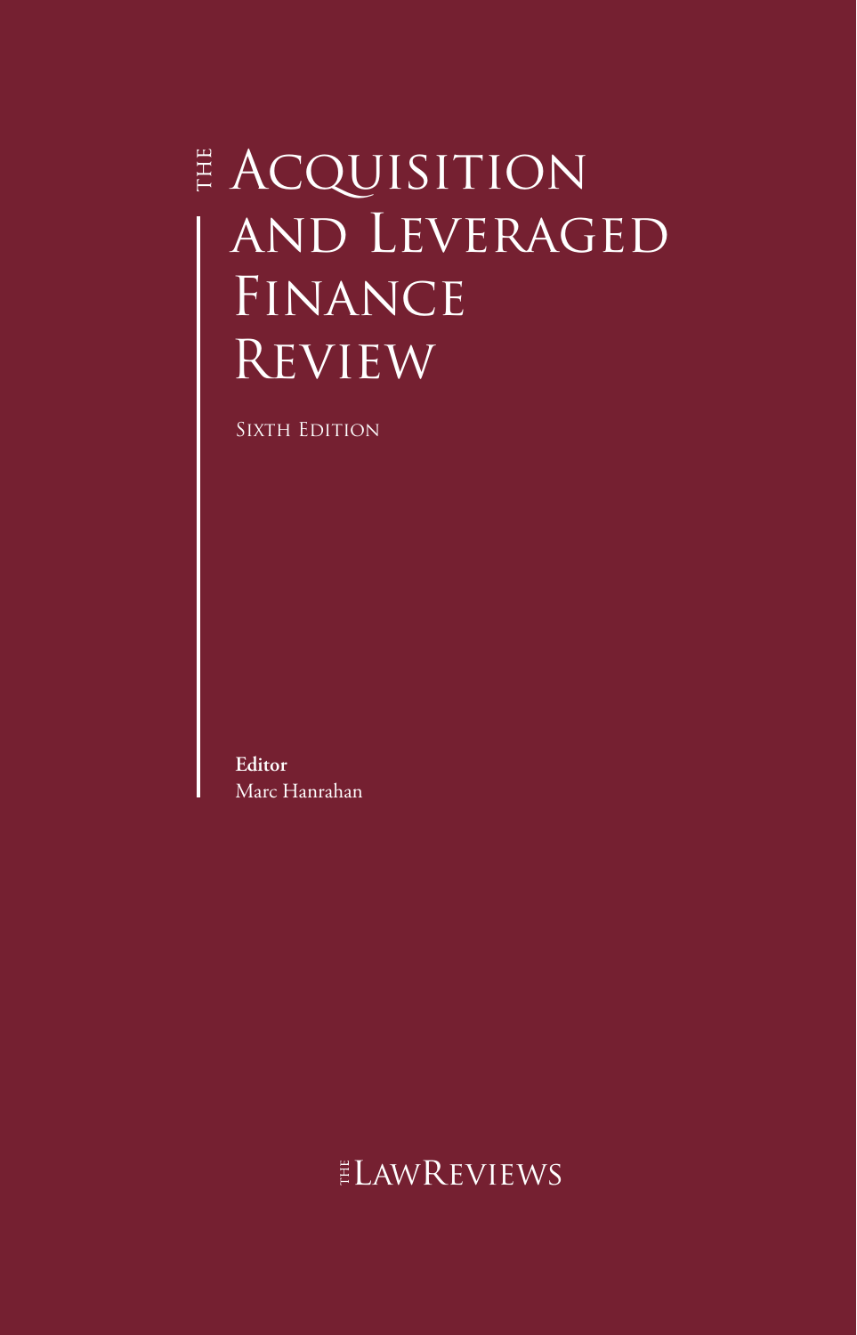# The Acquisition and Leveraged Finance Review

Sixth Edition

**Editor**
Marc Hanrahan

The LawReviews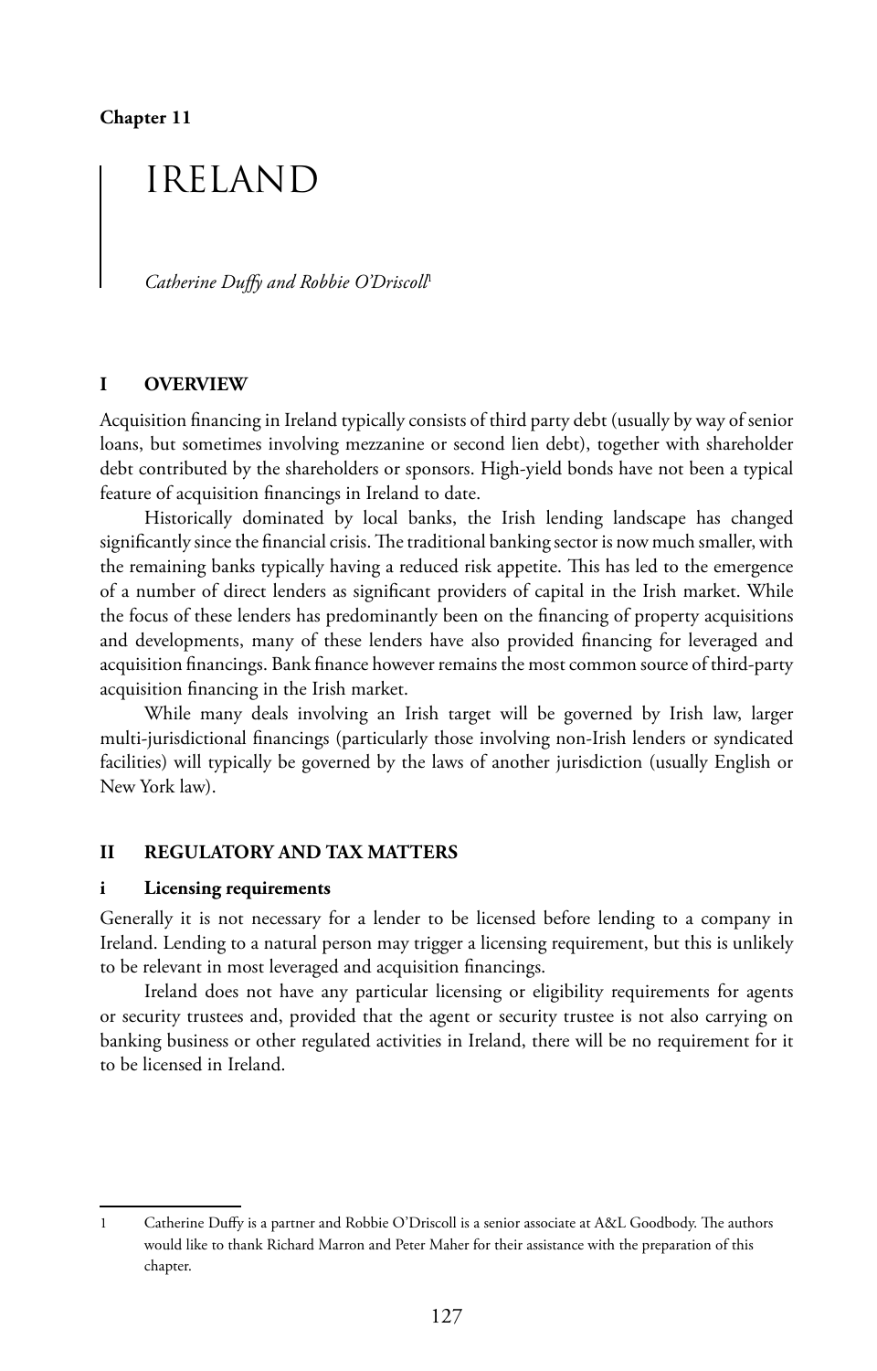**Chapter 11**

# IRELAND

*Catherine Duffy and Robbie O'Driscoll*[1]

## I OVERVIEW

Acquisition financing in Ireland typically consists of third party debt (usually by way of senior loans, but sometimes involving mezzanine or second lien debt), together with shareholder debt contributed by the shareholders or sponsors. High-yield bonds have not been a typical feature of acquisition financings in Ireland to date.

Historically dominated by local banks, the Irish lending landscape has changed significantly since the financial crisis. The traditional banking sector is now much smaller, with the remaining banks typically having a reduced risk appetite. This has led to the emergence of a number of direct lenders as significant providers of capital in the Irish market. While the focus of these lenders has predominantly been on the financing of property acquisitions and developments, many of these lenders have also provided financing for leveraged and acquisition financings. Bank finance however remains the most common source of third-party acquisition financing in the Irish market.

While many deals involving an Irish target will be governed by Irish law, larger multi-jurisdictional financings (particularly those involving non-Irish lenders or syndicated facilities) will typically be governed by the laws of another jurisdiction (usually English or New York law).

## II REGULATORY AND TAX MATTERS

### i Licensing requirements

Generally it is not necessary for a lender to be licensed before lending to a company in Ireland. Lending to a natural person may trigger a licensing requirement, but this is unlikely to be relevant in most leveraged and acquisition financings.

Ireland does not have any particular licensing or eligibility requirements for agents or security trustees and, provided that the agent or security trustee is not also carrying on banking business or other regulated activities in Ireland, there will be no requirement for it to be licensed in Ireland.

---

1 Catherine Duffy is a partner and Robbie O'Driscoll is a senior associate at A&L Goodbody. The authors would like to thank Richard Marron and Peter Maher for their assistance with the preparation of this chapter.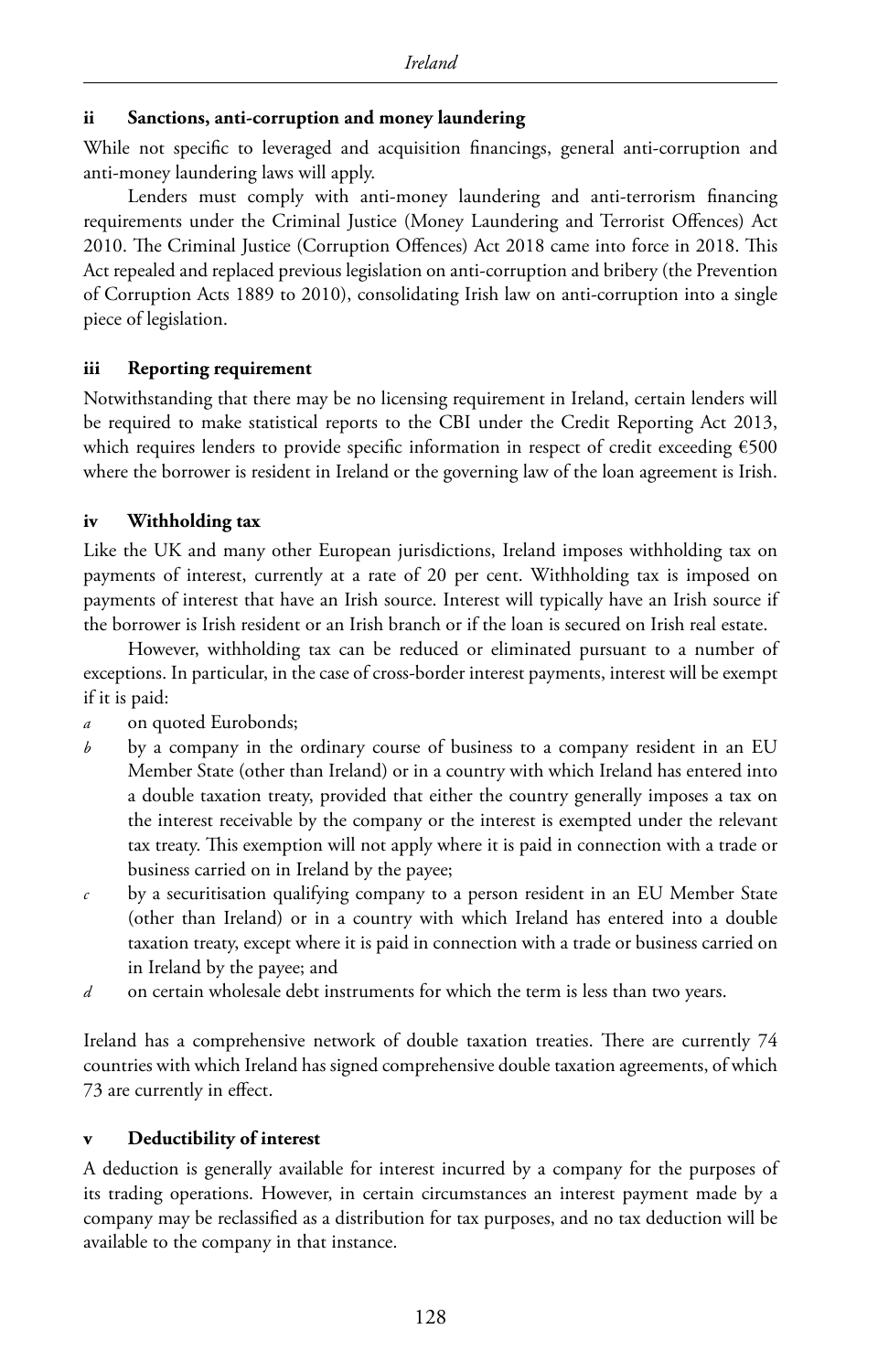### ii Sanctions, anti-corruption and money laundering

While not specific to leveraged and acquisition financings, general anti-corruption and anti-money laundering laws will apply.

Lenders must comply with anti-money laundering and anti-terrorism financing requirements under the Criminal Justice (Money Laundering and Terrorist Offences) Act 2010. The Criminal Justice (Corruption Offences) Act 2018 came into force in 2018. This Act repealed and replaced previous legislation on anti-corruption and bribery (the Prevention of Corruption Acts 1889 to 2010), consolidating Irish law on anti-corruption into a single piece of legislation.

### iii Reporting requirement

Notwithstanding that there may be no licensing requirement in Ireland, certain lenders will be required to make statistical reports to the CBI under the Credit Reporting Act 2013, which requires lenders to provide specific information in respect of credit exceeding €500 where the borrower is resident in Ireland or the governing law of the loan agreement is Irish.

### iv Withholding tax

Like the UK and many other European jurisdictions, Ireland imposes withholding tax on payments of interest, currently at a rate of 20 per cent. Withholding tax is imposed on payments of interest that have an Irish source. Interest will typically have an Irish source if the borrower is Irish resident or an Irish branch or if the loan is secured on Irish real estate.

However, withholding tax can be reduced or eliminated pursuant to a number of exceptions. In particular, in the case of cross-border interest payments, interest will be exempt if it is paid:

*a* on quoted Eurobonds;

*b* by a company in the ordinary course of business to a company resident in an EU Member State (other than Ireland) or in a country with which Ireland has entered into a double taxation treaty, provided that either the country generally imposes a tax on the interest receivable by the company or the interest is exempted under the relevant tax treaty. This exemption will not apply where it is paid in connection with a trade or business carried on in Ireland by the payee;

*c* by a securitisation qualifying company to a person resident in an EU Member State (other than Ireland) or in a country with which Ireland has entered into a double taxation treaty, except where it is paid in connection with a trade or business carried on in Ireland by the payee; and

*d* on certain wholesale debt instruments for which the term is less than two years.

Ireland has a comprehensive network of double taxation treaties. There are currently 74 countries with which Ireland has signed comprehensive double taxation agreements, of which 73 are currently in effect.

### v Deductibility of interest

A deduction is generally available for interest incurred by a company for the purposes of its trading operations. However, in certain circumstances an interest payment made by a company may be reclassified as a distribution for tax purposes, and no tax deduction will be available to the company in that instance.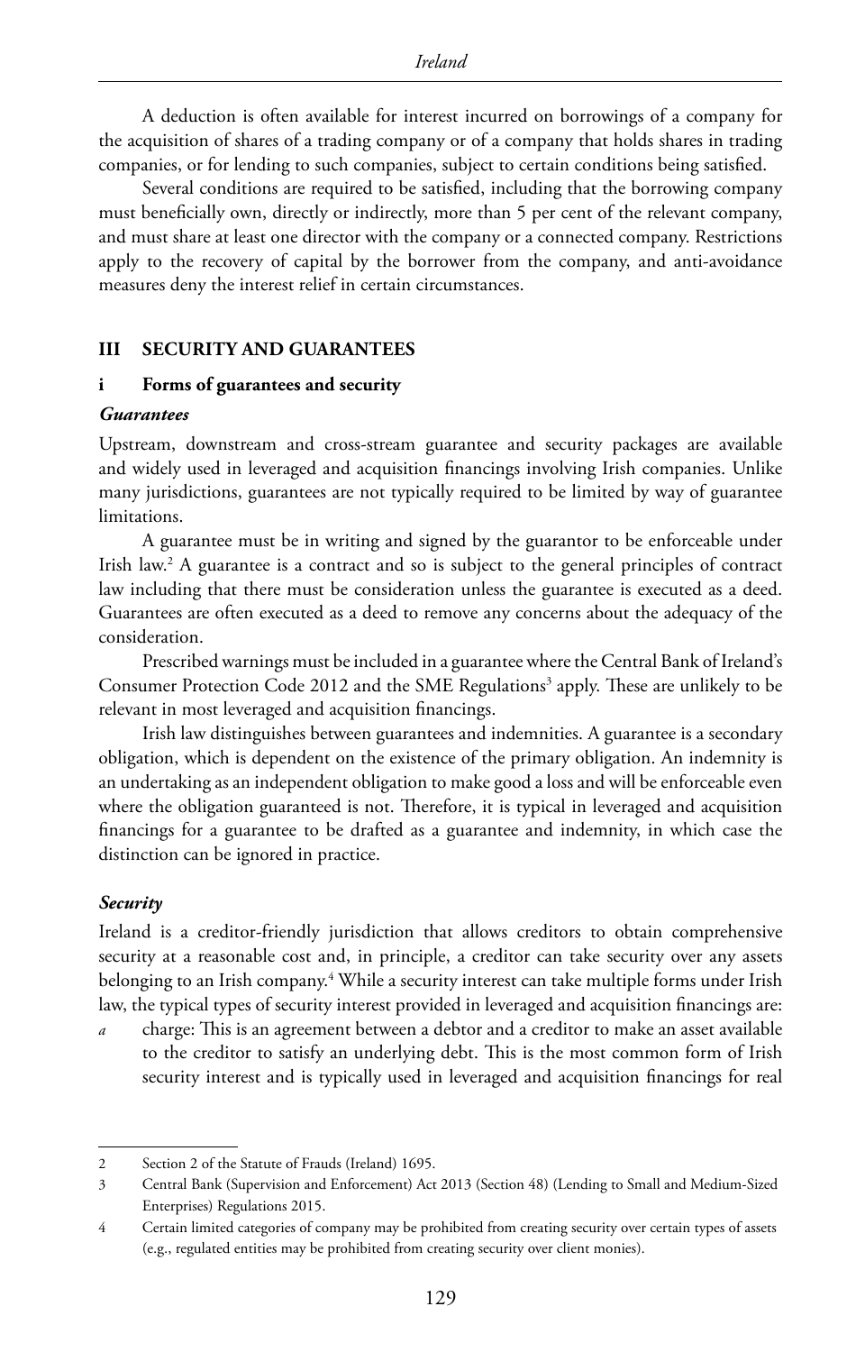A deduction is often available for interest incurred on borrowings of a company for the acquisition of shares of a trading company or of a company that holds shares in trading companies, or for lending to such companies, subject to certain conditions being satisfied.

Several conditions are required to be satisfied, including that the borrowing company must beneficially own, directly or indirectly, more than 5 per cent of the relevant company, and must share at least one director with the company or a connected company. Restrictions apply to the recovery of capital by the borrower from the company, and anti-avoidance measures deny the interest relief in certain circumstances.

## III SECURITY AND GUARANTEES

### i Forms of guarantees and security

#### *Guarantees*

Upstream, downstream and cross-stream guarantee and security packages are available and widely used in leveraged and acquisition financings involving Irish companies. Unlike many jurisdictions, guarantees are not typically required to be limited by way of guarantee limitations.

A guarantee must be in writing and signed by the guarantor to be enforceable under Irish law.[2] A guarantee is a contract and so is subject to the general principles of contract law including that there must be consideration unless the guarantee is executed as a deed. Guarantees are often executed as a deed to remove any concerns about the adequacy of the consideration.

Prescribed warnings must be included in a guarantee where the Central Bank of Ireland's Consumer Protection Code 2012 and the SME Regulations[3] apply. These are unlikely to be relevant in most leveraged and acquisition financings.

Irish law distinguishes between guarantees and indemnities. A guarantee is a secondary obligation, which is dependent on the existence of the primary obligation. An indemnity is an undertaking as an independent obligation to make good a loss and will be enforceable even where the obligation guaranteed is not. Therefore, it is typical in leveraged and acquisition financings for a guarantee to be drafted as a guarantee and indemnity, in which case the distinction can be ignored in practice.

#### *Security*

Ireland is a creditor-friendly jurisdiction that allows creditors to obtain comprehensive security at a reasonable cost and, in principle, a creditor can take security over any assets belonging to an Irish company.[4] While a security interest can take multiple forms under Irish law, the typical types of security interest provided in leveraged and acquisition financings are:

*a* charge: This is an agreement between a debtor and a creditor to make an asset available to the creditor to satisfy an underlying debt. This is the most common form of Irish security interest and is typically used in leveraged and acquisition financings for real

---

2 Section 2 of the Statute of Frauds (Ireland) 1695.

3 Central Bank (Supervision and Enforcement) Act 2013 (Section 48) (Lending to Small and Medium-Sized Enterprises) Regulations 2015.

4 Certain limited categories of company may be prohibited from creating security over certain types of assets (e.g., regulated entities may be prohibited from creating security over client monies).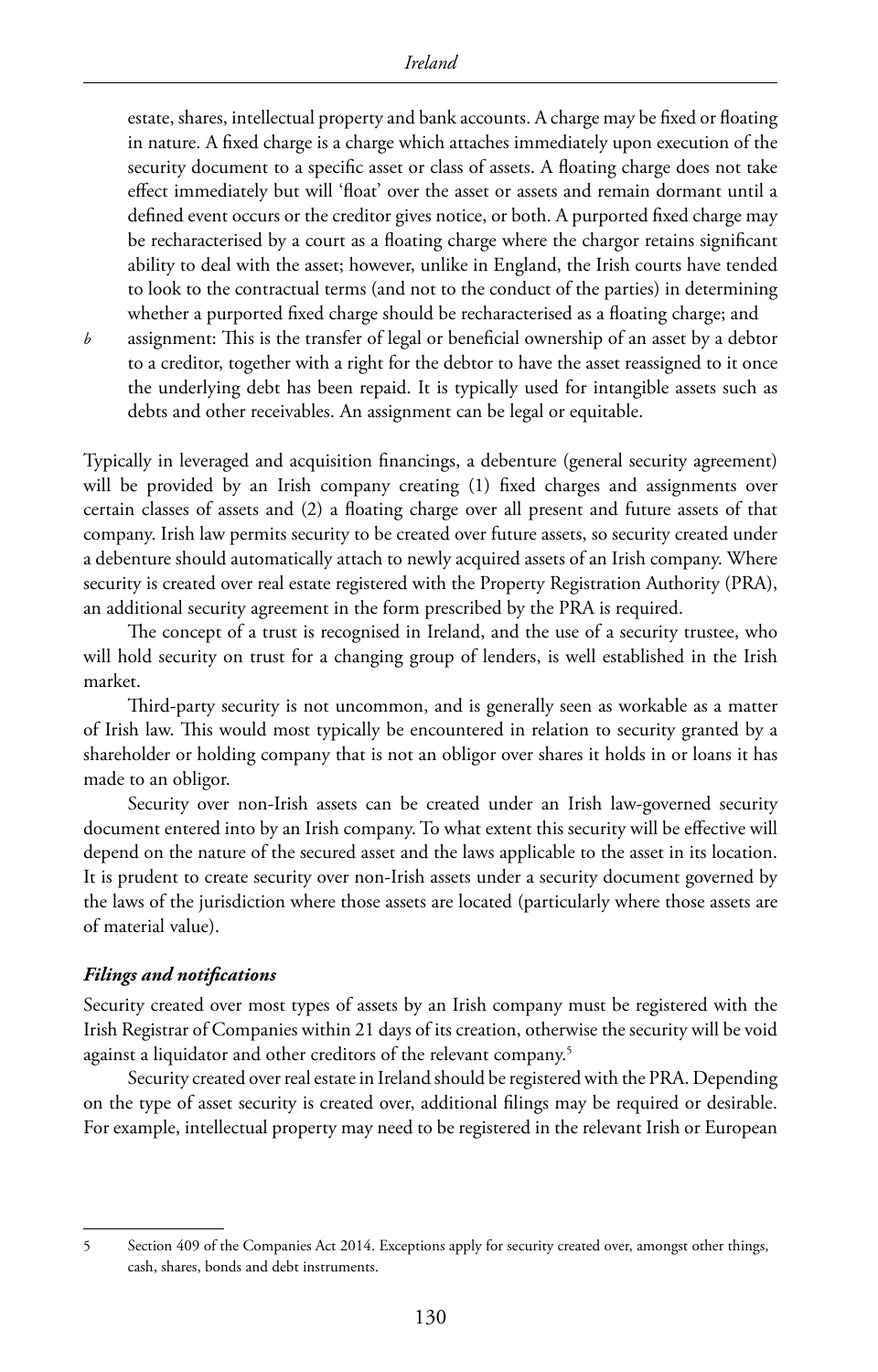estate, shares, intellectual property and bank accounts. A charge may be fixed or floating in nature. A fixed charge is a charge which attaches immediately upon execution of the security document to a specific asset or class of assets. A floating charge does not take effect immediately but will 'float' over the asset or assets and remain dormant until a defined event occurs or the creditor gives notice, or both. A purported fixed charge may be recharacterised by a court as a floating charge where the chargor retains significant ability to deal with the asset; however, unlike in England, the Irish courts have tended to look to the contractual terms (and not to the conduct of the parties) in determining whether a purported fixed charge should be recharacterised as a floating charge; and

*b* assignment: This is the transfer of legal or beneficial ownership of an asset by a debtor to a creditor, together with a right for the debtor to have the asset reassigned to it once the underlying debt has been repaid. It is typically used for intangible assets such as debts and other receivables. An assignment can be legal or equitable.

Typically in leveraged and acquisition financings, a debenture (general security agreement) will be provided by an Irish company creating (1) fixed charges and assignments over certain classes of assets and (2) a floating charge over all present and future assets of that company. Irish law permits security to be created over future assets, so security created under a debenture should automatically attach to newly acquired assets of an Irish company. Where security is created over real estate registered with the Property Registration Authority (PRA), an additional security agreement in the form prescribed by the PRA is required.

The concept of a trust is recognised in Ireland, and the use of a security trustee, who will hold security on trust for a changing group of lenders, is well established in the Irish market.

Third-party security is not uncommon, and is generally seen as workable as a matter of Irish law. This would most typically be encountered in relation to security granted by a shareholder or holding company that is not an obligor over shares it holds in or loans it has made to an obligor.

Security over non-Irish assets can be created under an Irish law-governed security document entered into by an Irish company. To what extent this security will be effective will depend on the nature of the secured asset and the laws applicable to the asset in its location. It is prudent to create security over non-Irish assets under a security document governed by the laws of the jurisdiction where those assets are located (particularly where those assets are of material value).

### *Filings and notifications*

Security created over most types of assets by an Irish company must be registered with the Irish Registrar of Companies within 21 days of its creation, otherwise the security will be void against a liquidator and other creditors of the relevant company.[5]

Security created over real estate in Ireland should be registered with the PRA. Depending on the type of asset security is created over, additional filings may be required or desirable. For example, intellectual property may need to be registered in the relevant Irish or European

---

5 Section 409 of the Companies Act 2014. Exceptions apply for security created over, amongst other things, cash, shares, bonds and debt instruments.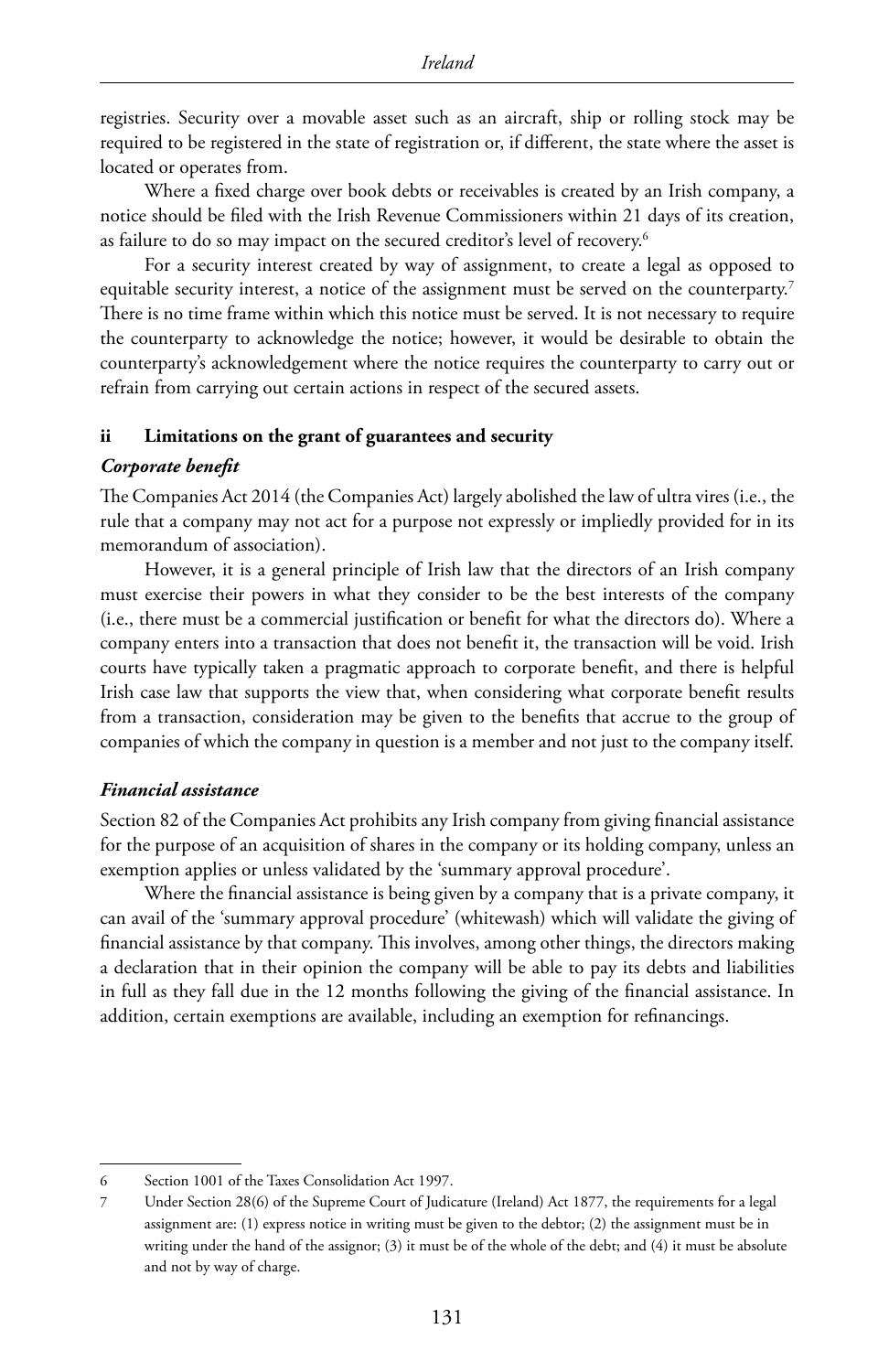registries. Security over a movable asset such as an aircraft, ship or rolling stock may be required to be registered in the state of registration or, if different, the state where the asset is located or operates from.

Where a fixed charge over book debts or receivables is created by an Irish company, a notice should be filed with the Irish Revenue Commissioners within 21 days of its creation, as failure to do so may impact on the secured creditor's level of recovery.[6]

For a security interest created by way of assignment, to create a legal as opposed to equitable security interest, a notice of the assignment must be served on the counterparty.[7] There is no time frame within which this notice must be served. It is not necessary to require the counterparty to acknowledge the notice; however, it would be desirable to obtain the counterparty's acknowledgement where the notice requires the counterparty to carry out or refrain from carrying out certain actions in respect of the secured assets.

### ii Limitations on the grant of guarantees and security

#### *Corporate benefit*

The Companies Act 2014 (the Companies Act) largely abolished the law of ultra vires (i.e., the rule that a company may not act for a purpose not expressly or impliedly provided for in its memorandum of association).

However, it is a general principle of Irish law that the directors of an Irish company must exercise their powers in what they consider to be the best interests of the company (i.e., there must be a commercial justification or benefit for what the directors do). Where a company enters into a transaction that does not benefit it, the transaction will be void. Irish courts have typically taken a pragmatic approach to corporate benefit, and there is helpful Irish case law that supports the view that, when considering what corporate benefit results from a transaction, consideration may be given to the benefits that accrue to the group of companies of which the company in question is a member and not just to the company itself.

#### *Financial assistance*

Section 82 of the Companies Act prohibits any Irish company from giving financial assistance for the purpose of an acquisition of shares in the company or its holding company, unless an exemption applies or unless validated by the 'summary approval procedure'.

Where the financial assistance is being given by a company that is a private company, it can avail of the 'summary approval procedure' (whitewash) which will validate the giving of financial assistance by that company. This involves, among other things, the directors making a declaration that in their opinion the company will be able to pay its debts and liabilities in full as they fall due in the 12 months following the giving of the financial assistance. In addition, certain exemptions are available, including an exemption for refinancings.

---

6 Section 1001 of the Taxes Consolidation Act 1997.

7 Under Section 28(6) of the Supreme Court of Judicature (Ireland) Act 1877, the requirements for a legal assignment are: (1) express notice in writing must be given to the debtor; (2) the assignment must be in writing under the hand of the assignor; (3) it must be of the whole of the debt; and (4) it must be absolute and not by way of charge.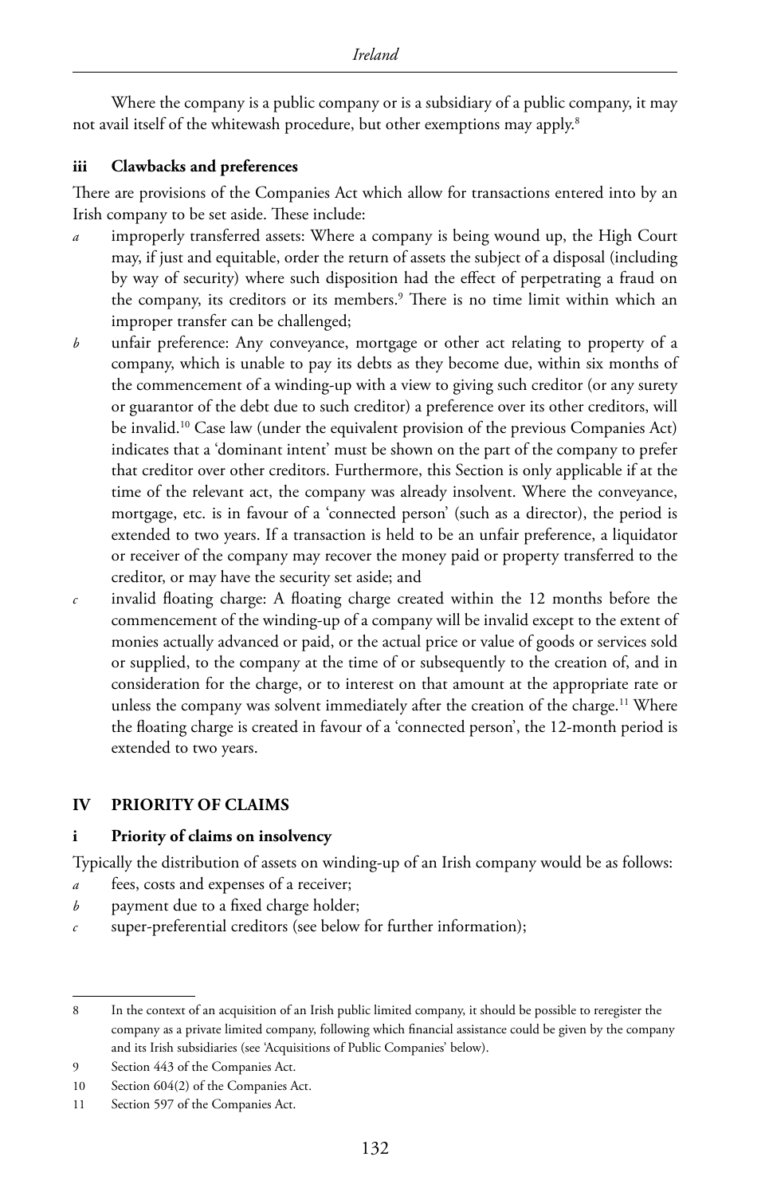Where the company is a public company or is a subsidiary of a public company, it may not avail itself of the whitewash procedure, but other exemptions may apply.[8]

### iii Clawbacks and preferences

There are provisions of the Companies Act which allow for transactions entered into by an Irish company to be set aside. These include:

*a* improperly transferred assets: Where a company is being wound up, the High Court may, if just and equitable, order the return of assets the subject of a disposal (including by way of security) where such disposition had the effect of perpetrating a fraud on the company, its creditors or its members.[9] There is no time limit within which an improper transfer can be challenged;

*b* unfair preference: Any conveyance, mortgage or other act relating to property of a company, which is unable to pay its debts as they become due, within six months of the commencement of a winding-up with a view to giving such creditor (or any surety or guarantor of the debt due to such creditor) a preference over its other creditors, will be invalid.[10] Case law (under the equivalent provision of the previous Companies Act) indicates that a 'dominant intent' must be shown on the part of the company to prefer that creditor over other creditors. Furthermore, this Section is only applicable if at the time of the relevant act, the company was already insolvent. Where the conveyance, mortgage, etc. is in favour of a 'connected person' (such as a director), the period is extended to two years. If a transaction is held to be an unfair preference, a liquidator or receiver of the company may recover the money paid or property transferred to the creditor, or may have the security set aside; and

*c* invalid floating charge: A floating charge created within the 12 months before the commencement of the winding-up of a company will be invalid except to the extent of monies actually advanced or paid, or the actual price or value of goods or services sold or supplied, to the company at the time of or subsequently to the creation of, and in consideration for the charge, or to interest on that amount at the appropriate rate or unless the company was solvent immediately after the creation of the charge.[11] Where the floating charge is created in favour of a 'connected person', the 12-month period is extended to two years.

## IV PRIORITY OF CLAIMS

### i Priority of claims on insolvency

Typically the distribution of assets on winding-up of an Irish company would be as follows:

*a* fees, costs and expenses of a receiver;

*b* payment due to a fixed charge holder;

*c* super-preferential creditors (see below for further information);

---

8 In the context of an acquisition of an Irish public limited company, it should be possible to reregister the company as a private limited company, following which financial assistance could be given by the company and its Irish subsidiaries (see 'Acquisitions of Public Companies' below).

9 Section 443 of the Companies Act.

10 Section 604(2) of the Companies Act.

11 Section 597 of the Companies Act.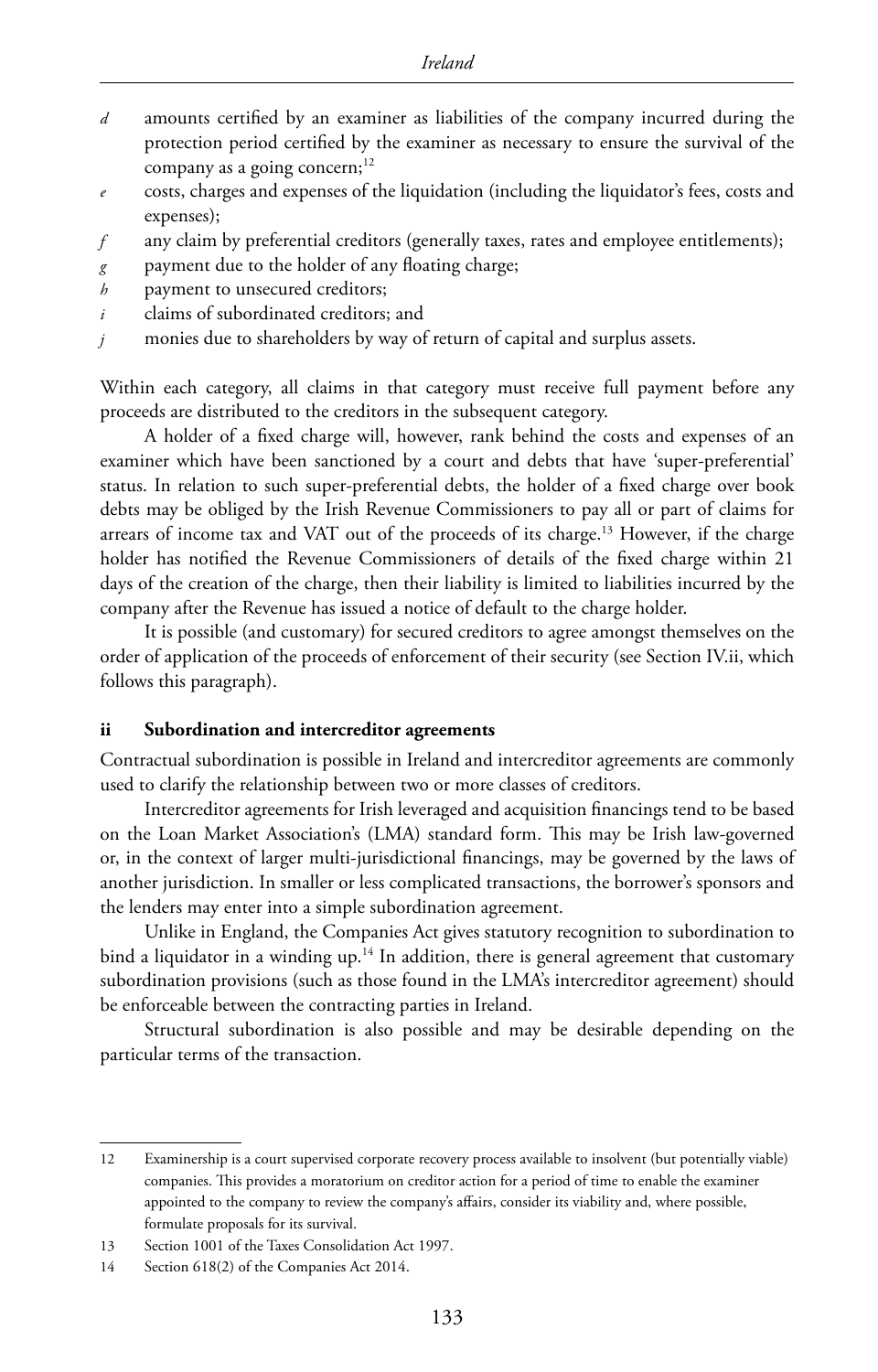*d* amounts certified by an examiner as liabilities of the company incurred during the protection period certified by the examiner as necessary to ensure the survival of the company as a going concern;[12]

*e* costs, charges and expenses of the liquidation (including the liquidator's fees, costs and expenses);

*f* any claim by preferential creditors (generally taxes, rates and employee entitlements);

*g* payment due to the holder of any floating charge;

*h* payment to unsecured creditors;

*i* claims of subordinated creditors; and

*j* monies due to shareholders by way of return of capital and surplus assets.

Within each category, all claims in that category must receive full payment before any proceeds are distributed to the creditors in the subsequent category.

A holder of a fixed charge will, however, rank behind the costs and expenses of an examiner which have been sanctioned by a court and debts that have 'super-preferential' status. In relation to such super-preferential debts, the holder of a fixed charge over book debts may be obliged by the Irish Revenue Commissioners to pay all or part of claims for arrears of income tax and VAT out of the proceeds of its charge.[13] However, if the charge holder has notified the Revenue Commissioners of details of the fixed charge within 21 days of the creation of the charge, then their liability is limited to liabilities incurred by the company after the Revenue has issued a notice of default to the charge holder.

It is possible (and customary) for secured creditors to agree amongst themselves on the order of application of the proceeds of enforcement of their security (see Section IV.ii, which follows this paragraph).

### ii Subordination and intercreditor agreements

Contractual subordination is possible in Ireland and intercreditor agreements are commonly used to clarify the relationship between two or more classes of creditors.

Intercreditor agreements for Irish leveraged and acquisition financings tend to be based on the Loan Market Association's (LMA) standard form. This may be Irish law-governed or, in the context of larger multi-jurisdictional financings, may be governed by the laws of another jurisdiction. In smaller or less complicated transactions, the borrower's sponsors and the lenders may enter into a simple subordination agreement.

Unlike in England, the Companies Act gives statutory recognition to subordination to bind a liquidator in a winding up.[14] In addition, there is general agreement that customary subordination provisions (such as those found in the LMA's intercreditor agreement) should be enforceable between the contracting parties in Ireland.

Structural subordination is also possible and may be desirable depending on the particular terms of the transaction.

---

12 Examinership is a court supervised corporate recovery process available to insolvent (but potentially viable) companies. This provides a moratorium on creditor action for a period of time to enable the examiner appointed to the company to review the company's affairs, consider its viability and, where possible, formulate proposals for its survival.

13 Section 1001 of the Taxes Consolidation Act 1997.

14 Section 618(2) of the Companies Act 2014.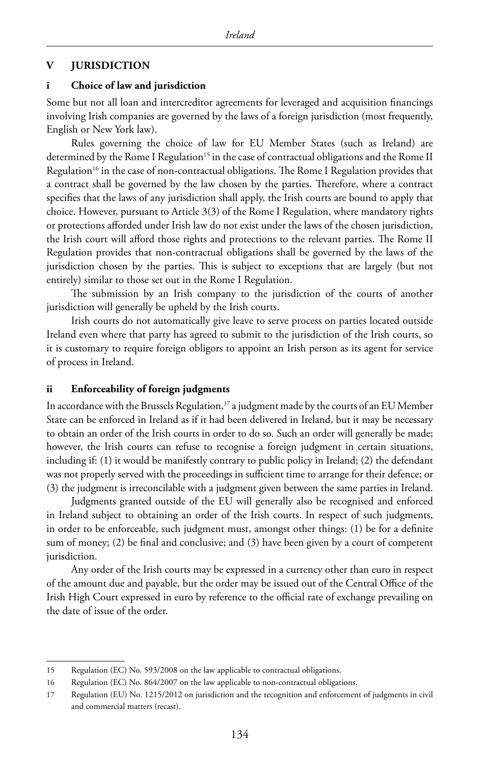## V JURISDICTION

### i Choice of law and jurisdiction

Some but not all loan and intercreditor agreements for leveraged and acquisition financings involving Irish companies are governed by the laws of a foreign jurisdiction (most frequently, English or New York law).

Rules governing the choice of law for EU Member States (such as Ireland) are determined by the Rome I Regulation[15] in the case of contractual obligations and the Rome II Regulation[16] in the case of non-contractual obligations. The Rome I Regulation provides that a contract shall be governed by the law chosen by the parties. Therefore, where a contract specifies that the laws of any jurisdiction shall apply, the Irish courts are bound to apply that choice. However, pursuant to Article 3(3) of the Rome I Regulation, where mandatory rights or protections afforded under Irish law do not exist under the laws of the chosen jurisdiction, the Irish court will afford those rights and protections to the relevant parties. The Rome II Regulation provides that non-contractual obligations shall be governed by the laws of the jurisdiction chosen by the parties. This is subject to exceptions that are largely (but not entirely) similar to those set out in the Rome I Regulation.

The submission by an Irish company to the jurisdiction of the courts of another jurisdiction will generally be upheld by the Irish courts.

Irish courts do not automatically give leave to serve process on parties located outside Ireland even where that party has agreed to submit to the jurisdiction of the Irish courts, so it is customary to require foreign obligors to appoint an Irish person as its agent for service of process in Ireland.

### ii Enforceability of foreign judgments

In accordance with the Brussels Regulation,[17] a judgment made by the courts of an EU Member State can be enforced in Ireland as if it had been delivered in Ireland, but it may be necessary to obtain an order of the Irish courts in order to do so. Such an order will generally be made; however, the Irish courts can refuse to recognise a foreign judgment in certain situations, including if: (1) it would be manifestly contrary to public policy in Ireland; (2) the defendant was not properly served with the proceedings in sufficient time to arrange for their defence; or (3) the judgment is irreconcilable with a judgment given between the same parties in Ireland.

Judgments granted outside of the EU will generally also be recognised and enforced in Ireland subject to obtaining an order of the Irish courts. In respect of such judgments, in order to be enforceable, such judgment must, amongst other things: (1) be for a definite sum of money; (2) be final and conclusive; and (3) have been given by a court of competent jurisdiction.

Any order of the Irish courts may be expressed in a currency other than euro in respect of the amount due and payable, but the order may be issued out of the Central Office of the Irish High Court expressed in euro by reference to the official rate of exchange prevailing on the date of issue of the order.

---

15 Regulation (EC) No. 593/2008 on the law applicable to contractual obligations.

16 Regulation (EC) No. 864/2007 on the law applicable to non-contractual obligations.

17 Regulation (EU) No. 1215/2012 on jurisdiction and the recognition and enforcement of judgments in civil and commercial matters (recast).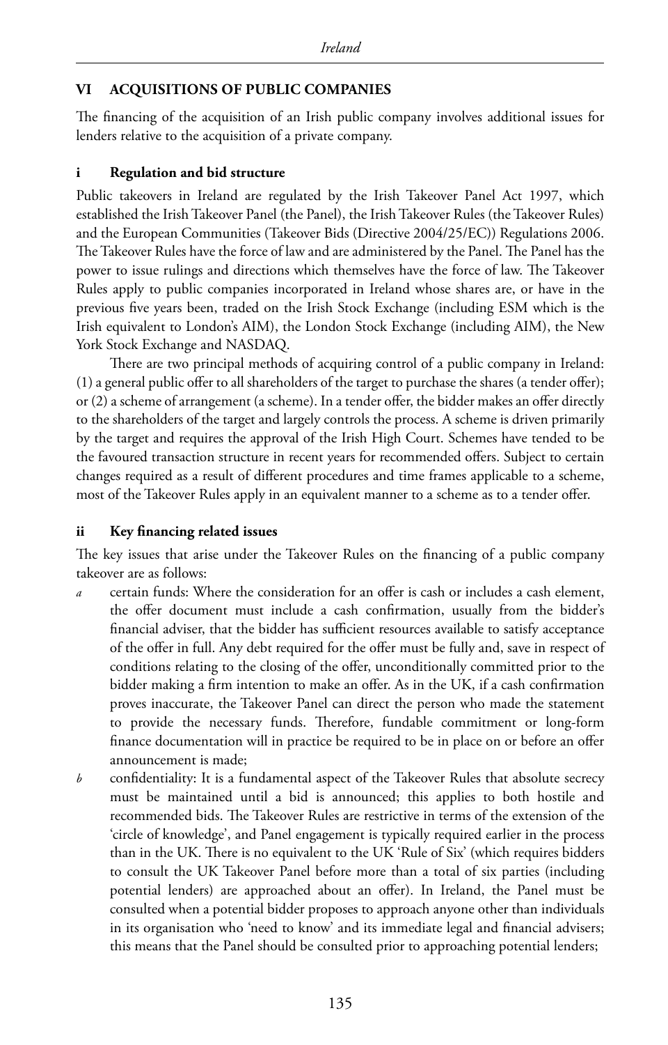## VI ACQUISITIONS OF PUBLIC COMPANIES

The financing of the acquisition of an Irish public company involves additional issues for lenders relative to the acquisition of a private company.

### i Regulation and bid structure

Public takeovers in Ireland are regulated by the Irish Takeover Panel Act 1997, which established the Irish Takeover Panel (the Panel), the Irish Takeover Rules (the Takeover Rules) and the European Communities (Takeover Bids (Directive 2004/25/EC)) Regulations 2006. The Takeover Rules have the force of law and are administered by the Panel. The Panel has the power to issue rulings and directions which themselves have the force of law. The Takeover Rules apply to public companies incorporated in Ireland whose shares are, or have in the previous five years been, traded on the Irish Stock Exchange (including ESM which is the Irish equivalent to London's AIM), the London Stock Exchange (including AIM), the New York Stock Exchange and NASDAQ.

There are two principal methods of acquiring control of a public company in Ireland: (1) a general public offer to all shareholders of the target to purchase the shares (a tender offer); or (2) a scheme of arrangement (a scheme). In a tender offer, the bidder makes an offer directly to the shareholders of the target and largely controls the process. A scheme is driven primarily by the target and requires the approval of the Irish High Court. Schemes have tended to be the favoured transaction structure in recent years for recommended offers. Subject to certain changes required as a result of different procedures and time frames applicable to a scheme, most of the Takeover Rules apply in an equivalent manner to a scheme as to a tender offer.

### ii Key financing related issues

The key issues that arise under the Takeover Rules on the financing of a public company takeover are as follows:

*a* certain funds: Where the consideration for an offer is cash or includes a cash element, the offer document must include a cash confirmation, usually from the bidder's financial adviser, that the bidder has sufficient resources available to satisfy acceptance of the offer in full. Any debt required for the offer must be fully and, save in respect of conditions relating to the closing of the offer, unconditionally committed prior to the bidder making a firm intention to make an offer. As in the UK, if a cash confirmation proves inaccurate, the Takeover Panel can direct the person who made the statement to provide the necessary funds. Therefore, fundable commitment or long-form finance documentation will in practice be required to be in place on or before an offer announcement is made;

*b* confidentiality: It is a fundamental aspect of the Takeover Rules that absolute secrecy must be maintained until a bid is announced; this applies to both hostile and recommended bids. The Takeover Rules are restrictive in terms of the extension of the 'circle of knowledge', and Panel engagement is typically required earlier in the process than in the UK. There is no equivalent to the UK 'Rule of Six' (which requires bidders to consult the UK Takeover Panel before more than a total of six parties (including potential lenders) are approached about an offer). In Ireland, the Panel must be consulted when a potential bidder proposes to approach anyone other than individuals in its organisation who 'need to know' and its immediate legal and financial advisers; this means that the Panel should be consulted prior to approaching potential lenders;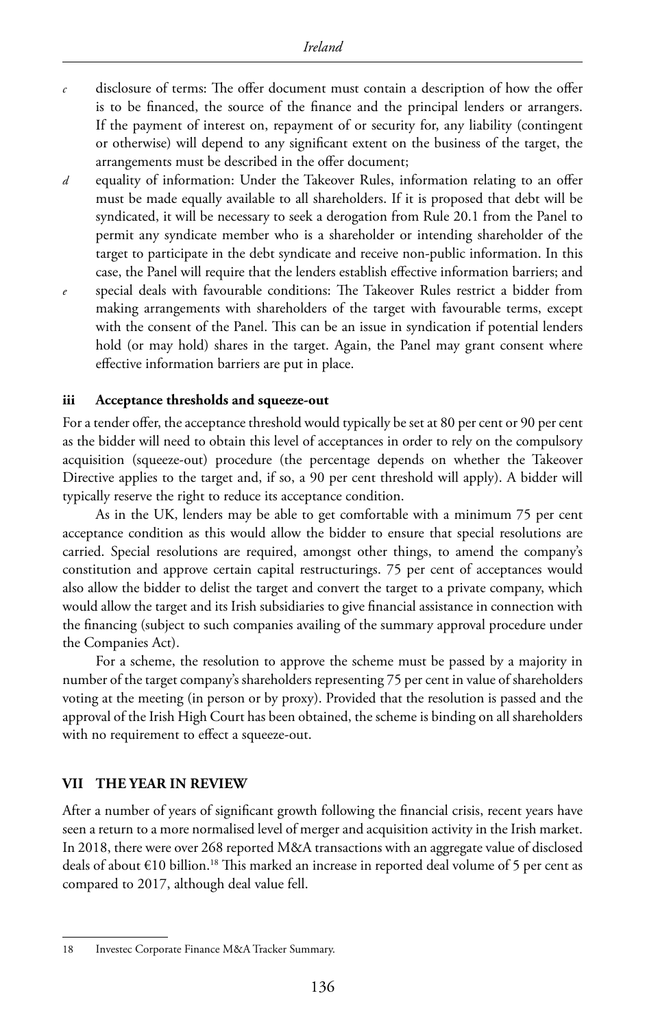*c* disclosure of terms: The offer document must contain a description of how the offer is to be financed, the source of the finance and the principal lenders or arrangers. If the payment of interest on, repayment of or security for, any liability (contingent or otherwise) will depend to any significant extent on the business of the target, the arrangements must be described in the offer document;

*d* equality of information: Under the Takeover Rules, information relating to an offer must be made equally available to all shareholders. If it is proposed that debt will be syndicated, it will be necessary to seek a derogation from Rule 20.1 from the Panel to permit any syndicate member who is a shareholder or intending shareholder of the target to participate in the debt syndicate and receive non-public information. In this case, the Panel will require that the lenders establish effective information barriers; and

*e* special deals with favourable conditions: The Takeover Rules restrict a bidder from making arrangements with shareholders of the target with favourable terms, except with the consent of the Panel. This can be an issue in syndication if potential lenders hold (or may hold) shares in the target. Again, the Panel may grant consent where effective information barriers are put in place.

### iii Acceptance thresholds and squeeze-out

For a tender offer, the acceptance threshold would typically be set at 80 per cent or 90 per cent as the bidder will need to obtain this level of acceptances in order to rely on the compulsory acquisition (squeeze-out) procedure (the percentage depends on whether the Takeover Directive applies to the target and, if so, a 90 per cent threshold will apply). A bidder will typically reserve the right to reduce its acceptance condition.

As in the UK, lenders may be able to get comfortable with a minimum 75 per cent acceptance condition as this would allow the bidder to ensure that special resolutions are carried. Special resolutions are required, amongst other things, to amend the company's constitution and approve certain capital restructurings. 75 per cent of acceptances would also allow the bidder to delist the target and convert the target to a private company, which would allow the target and its Irish subsidiaries to give financial assistance in connection with the financing (subject to such companies availing of the summary approval procedure under the Companies Act).

For a scheme, the resolution to approve the scheme must be passed by a majority in number of the target company's shareholders representing 75 per cent in value of shareholders voting at the meeting (in person or by proxy). Provided that the resolution is passed and the approval of the Irish High Court has been obtained, the scheme is binding on all shareholders with no requirement to effect a squeeze-out.

## VII THE YEAR IN REVIEW

After a number of years of significant growth following the financial crisis, recent years have seen a return to a more normalised level of merger and acquisition activity in the Irish market. In 2018, there were over 268 reported M&A transactions with an aggregate value of disclosed deals of about €10 billion.[18] This marked an increase in reported deal volume of 5 per cent as compared to 2017, although deal value fell.

---

18 Investec Corporate Finance M&A Tracker Summary.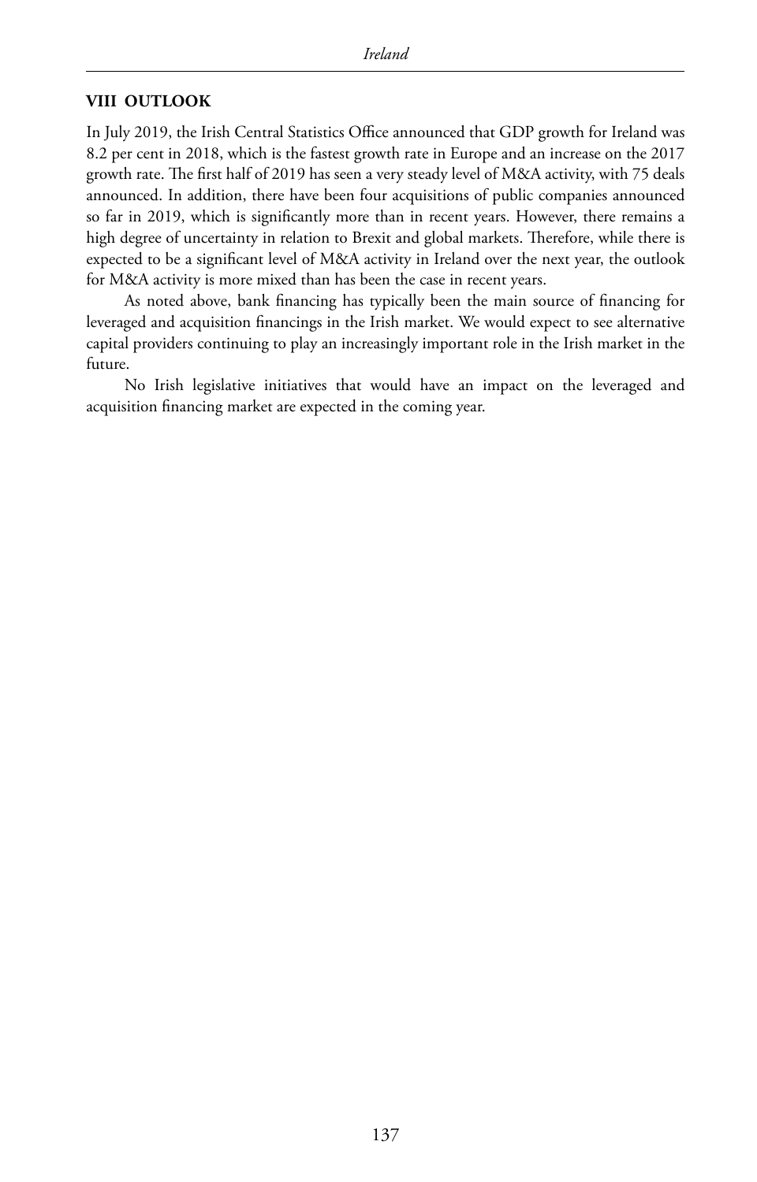## VIII OUTLOOK

In July 2019, the Irish Central Statistics Office announced that GDP growth for Ireland was 8.2 per cent in 2018, which is the fastest growth rate in Europe and an increase on the 2017 growth rate. The first half of 2019 has seen a very steady level of M&A activity, with 75 deals announced. In addition, there have been four acquisitions of public companies announced so far in 2019, which is significantly more than in recent years. However, there remains a high degree of uncertainty in relation to Brexit and global markets. Therefore, while there is expected to be a significant level of M&A activity in Ireland over the next year, the outlook for M&A activity is more mixed than has been the case in recent years.

As noted above, bank financing has typically been the main source of financing for leveraged and acquisition financings in the Irish market. We would expect to see alternative capital providers continuing to play an increasingly important role in the Irish market in the future.

No Irish legislative initiatives that would have an impact on the leveraged and acquisition financing market are expected in the coming year.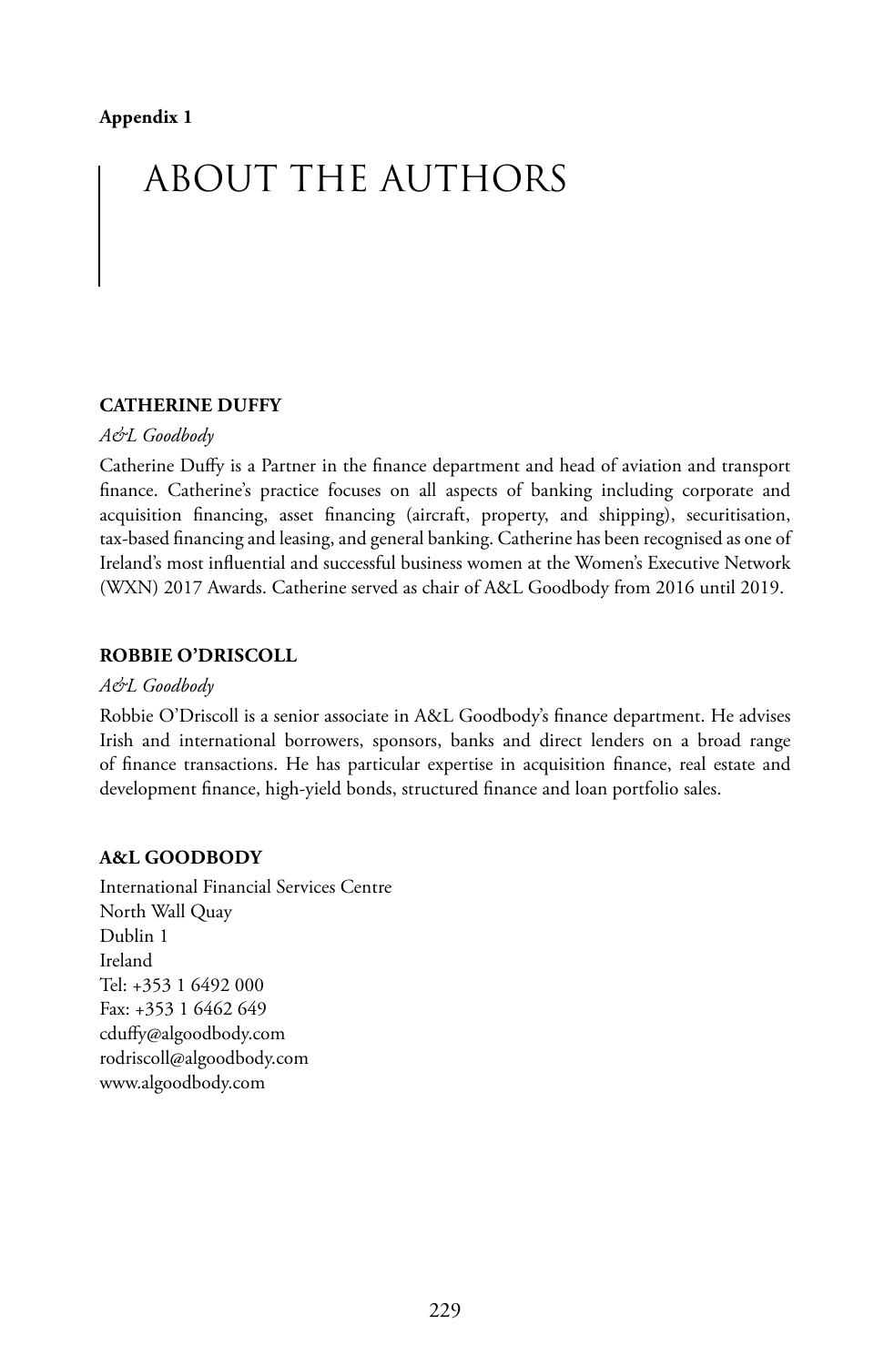**Appendix 1**

# ABOUT THE AUTHORS

### CATHERINE DUFFY

*A&L Goodbody*

Catherine Duffy is a Partner in the finance department and head of aviation and transport finance. Catherine's practice focuses on all aspects of banking including corporate and acquisition financing, asset financing (aircraft, property, and shipping), securitisation, tax-based financing and leasing, and general banking. Catherine has been recognised as one of Ireland's most influential and successful business women at the Women's Executive Network (WXN) 2017 Awards. Catherine served as chair of A&L Goodbody from 2016 until 2019.

### ROBBIE O'DRISCOLL

*A&L Goodbody*

Robbie O'Driscoll is a senior associate in A&L Goodbody's finance department. He advises Irish and international borrowers, sponsors, banks and direct lenders on a broad range of finance transactions. He has particular expertise in acquisition finance, real estate and development finance, high-yield bonds, structured finance and loan portfolio sales.

### A&L GOODBODY

International Financial Services Centre
North Wall Quay
Dublin 1
Ireland
Tel: +353 1 6492 000
Fax: +353 1 6462 649
cduffy@algoodbody.com
rodriscoll@algoodbody.com
www.algoodbody.com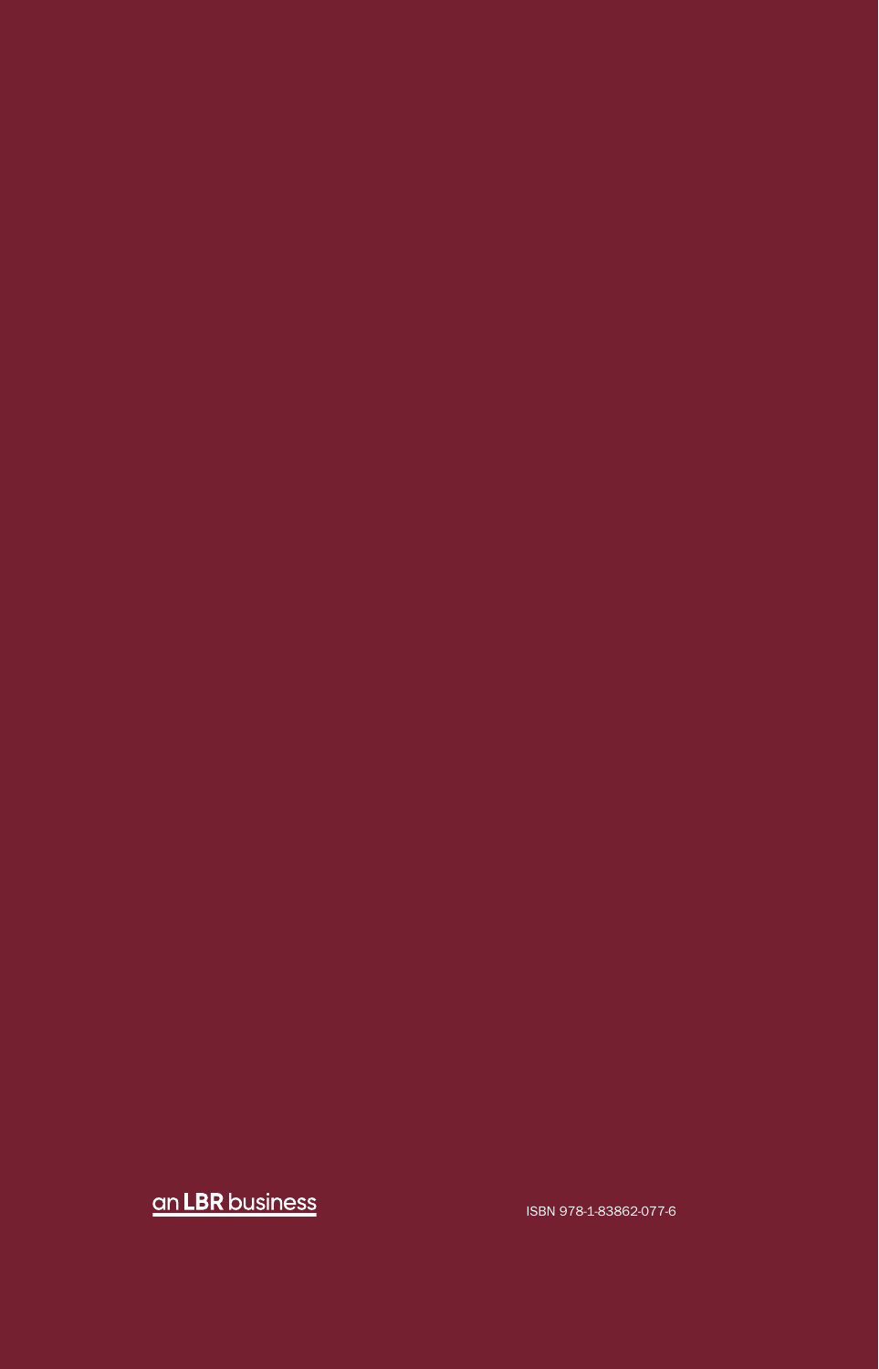an LBR business

ISBN 978-1-83862-077-6